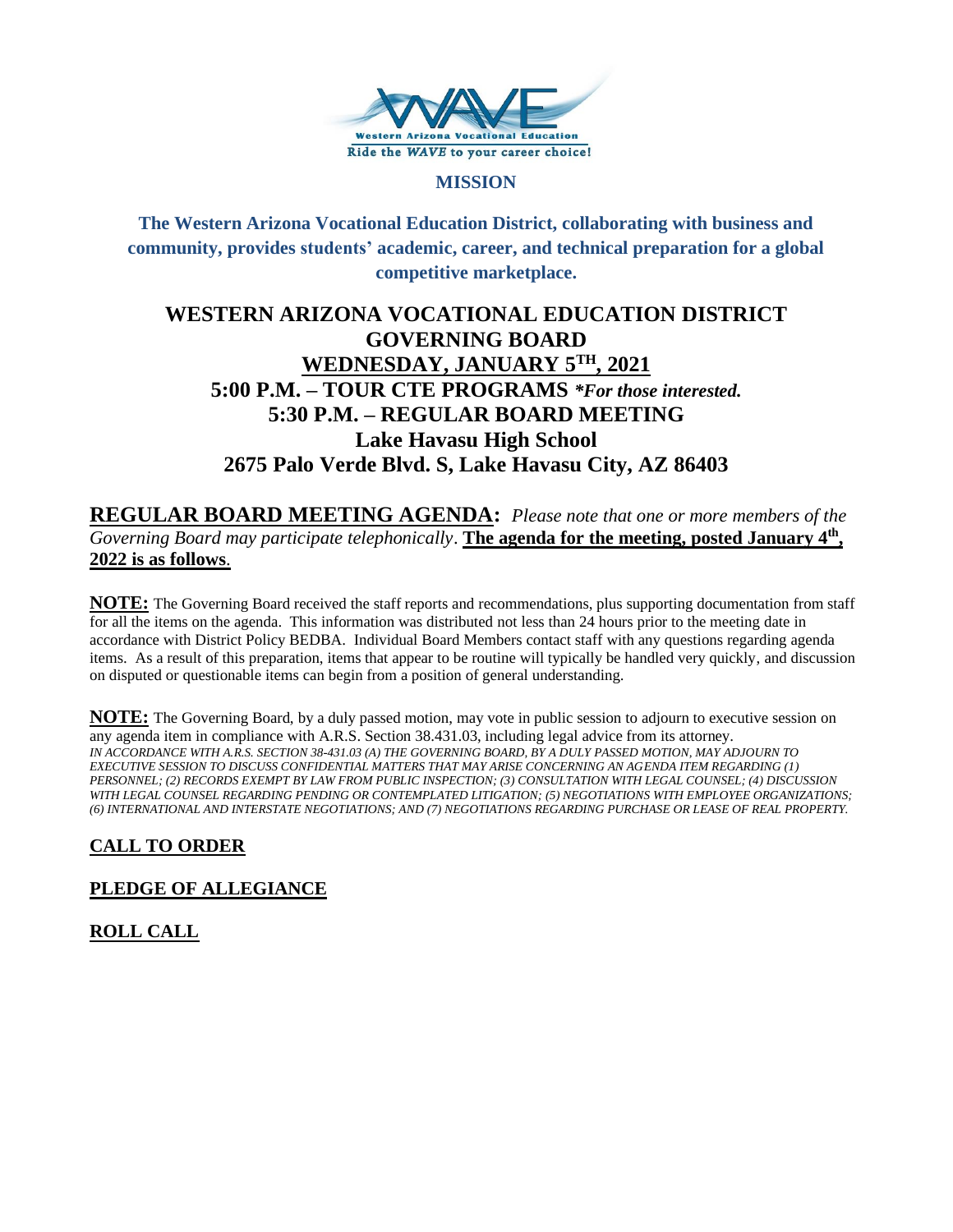Western Arizona Vocational Education
Ride the *WAVE* to your career choice!

**MISSION**

**The Western Arizona Vocational Education District, collaborating with business and community, provides students' academic, career, and technical preparation for a global competitive marketplace.**

# WESTERN ARIZONA VOCATIONAL EDUCATION DISTRICT GOVERNING BOARD

## WEDNESDAY, JANUARY 5TH, 2021

## 5:00 P.M. – TOUR CTE PROGRAMS *\*For those interested.*

## 5:30 P.M. – REGULAR BOARD MEETING

## Lake Havasu High School

## 2675 Palo Verde Blvd. S, Lake Havasu City, AZ 86403

**REGULAR BOARD MEETING AGENDA:** *Please note that one or more members of the Governing Board may participate telephonically*. **The agenda for the meeting, posted January 4th, 2022 is as follows**.

**NOTE:** The Governing Board received the staff reports and recommendations, plus supporting documentation from staff for all the items on the agenda. This information was distributed not less than 24 hours prior to the meeting date in accordance with District Policy BEDBA. Individual Board Members contact staff with any questions regarding agenda items. As a result of this preparation, items that appear to be routine will typically be handled very quickly, and discussion on disputed or questionable items can begin from a position of general understanding.

**NOTE:** The Governing Board, by a duly passed motion, may vote in public session to adjourn to executive session on any agenda item in compliance with A.R.S. Section 38.431.03, including legal advice from its attorney.
*IN ACCORDANCE WITH A.R.S. SECTION 38-431.03 (A) THE GOVERNING BOARD, BY A DULY PASSED MOTION, MAY ADJOURN TO EXECUTIVE SESSION TO DISCUSS CONFIDENTIAL MATTERS THAT MAY ARISE CONCERNING AN AGENDA ITEM REGARDING (1) PERSONNEL; (2) RECORDS EXEMPT BY LAW FROM PUBLIC INSPECTION; (3) CONSULTATION WITH LEGAL COUNSEL; (4) DISCUSSION WITH LEGAL COUNSEL REGARDING PENDING OR CONTEMPLATED LITIGATION; (5) NEGOTIATIONS WITH EMPLOYEE ORGANIZATIONS; (6) INTERNATIONAL AND INTERSTATE NEGOTIATIONS; AND (7) NEGOTIATIONS REGARDING PURCHASE OR LEASE OF REAL PROPERTY.*

## CALL TO ORDER

## PLEDGE OF ALLEGIANCE

## ROLL CALL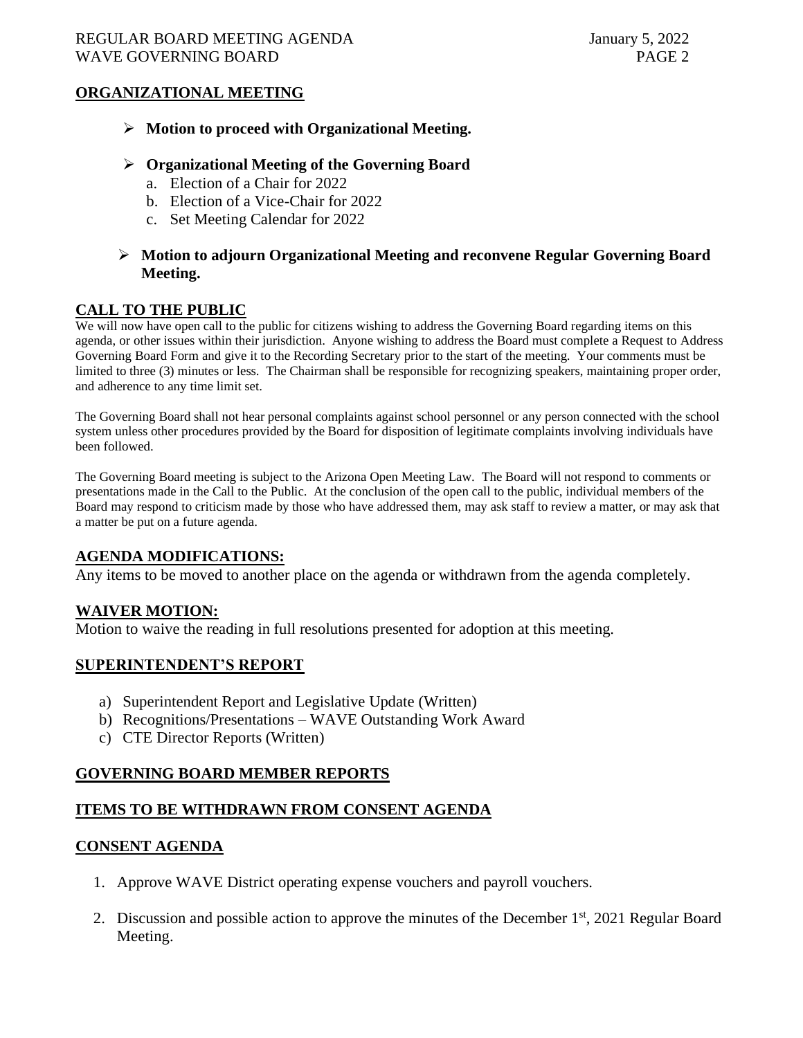## ORGANIZATIONAL MEETING

- **Motion to proceed with Organizational Meeting.**
- **Organizational Meeting of the Governing Board**
  a. Election of a Chair for 2022
  b. Election of a Vice-Chair for 2022
  c. Set Meeting Calendar for 2022
- **Motion to adjourn Organizational Meeting and reconvene Regular Governing Board Meeting.**

## CALL TO THE PUBLIC

We will now have open call to the public for citizens wishing to address the Governing Board regarding items on this agenda, or other issues within their jurisdiction. Anyone wishing to address the Board must complete a Request to Address Governing Board Form and give it to the Recording Secretary prior to the start of the meeting. Your comments must be limited to three (3) minutes or less. The Chairman shall be responsible for recognizing speakers, maintaining proper order, and adherence to any time limit set.

The Governing Board shall not hear personal complaints against school personnel or any person connected with the school system unless other procedures provided by the Board for disposition of legitimate complaints involving individuals have been followed.

The Governing Board meeting is subject to the Arizona Open Meeting Law. The Board will not respond to comments or presentations made in the Call to the Public. At the conclusion of the open call to the public, individual members of the Board may respond to criticism made by those who have addressed them, may ask staff to review a matter, or may ask that a matter be put on a future agenda.

## AGENDA MODIFICATIONS:

Any items to be moved to another place on the agenda or withdrawn from the agenda completely.

## WAIVER MOTION:

Motion to waive the reading in full resolutions presented for adoption at this meeting.

## SUPERINTENDENT'S REPORT

a) Superintendent Report and Legislative Update (Written)
b) Recognitions/Presentations – WAVE Outstanding Work Award
c) CTE Director Reports (Written)

## GOVERNING BOARD MEMBER REPORTS

## ITEMS TO BE WITHDRAWN FROM CONSENT AGENDA

## CONSENT AGENDA

1. Approve WAVE District operating expense vouchers and payroll vouchers.
2. Discussion and possible action to approve the minutes of the December 1st, 2021 Regular Board Meeting.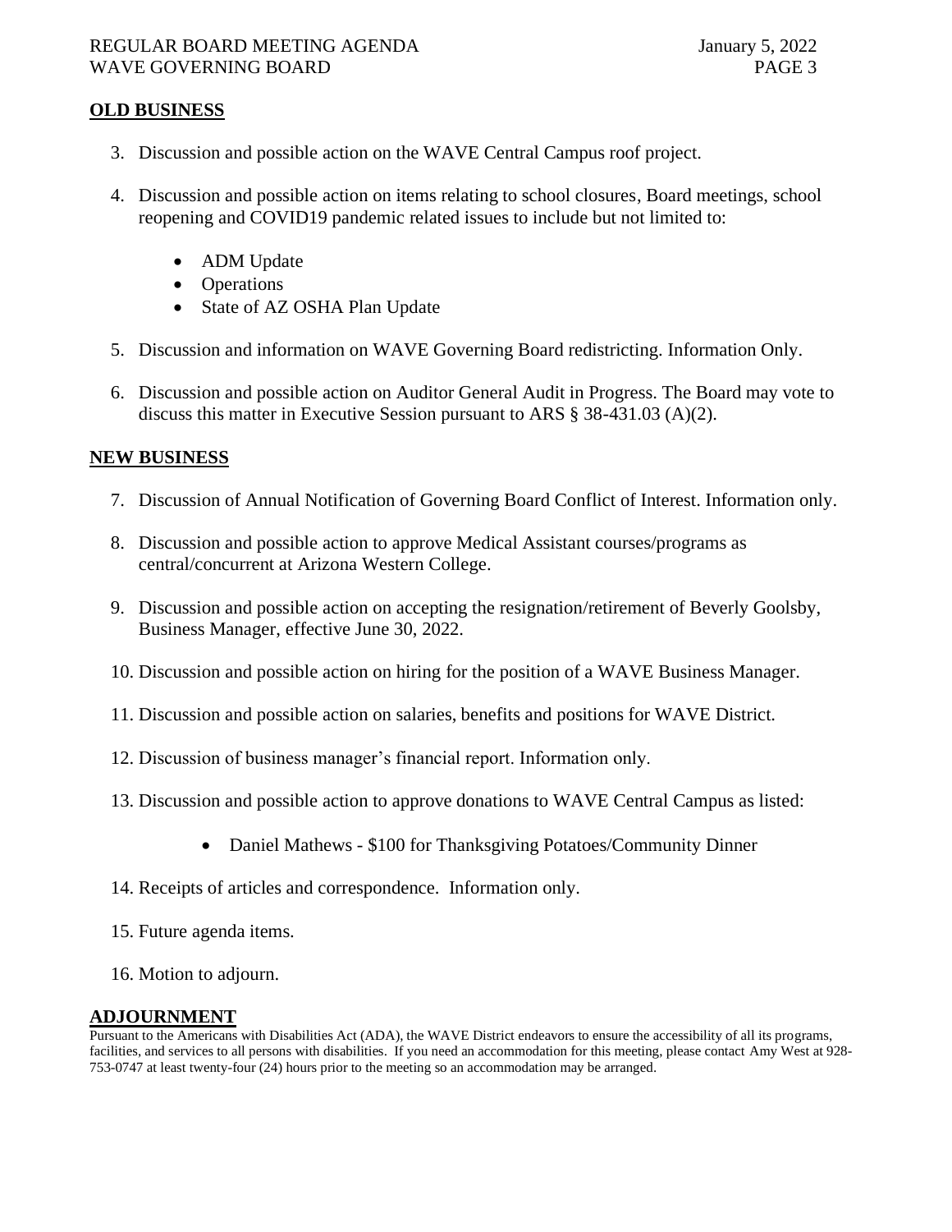## OLD BUSINESS

3. Discussion and possible action on the WAVE Central Campus roof project.

4. Discussion and possible action on items relating to school closures, Board meetings, school reopening and COVID19 pandemic related issues to include but not limited to:

    - ADM Update
    - Operations
    - State of AZ OSHA Plan Update

5. Discussion and information on WAVE Governing Board redistricting. Information Only.

6. Discussion and possible action on Auditor General Audit in Progress. The Board may vote to discuss this matter in Executive Session pursuant to ARS § 38-431.03 (A)(2).

## NEW BUSINESS

7. Discussion of Annual Notification of Governing Board Conflict of Interest. Information only.

8. Discussion and possible action to approve Medical Assistant courses/programs as central/concurrent at Arizona Western College.

9. Discussion and possible action on accepting the resignation/retirement of Beverly Goolsby, Business Manager, effective June 30, 2022.

10. Discussion and possible action on hiring for the position of a WAVE Business Manager.

11. Discussion and possible action on salaries, benefits and positions for WAVE District.

12. Discussion of business manager's financial report. Information only.

13. Discussion and possible action to approve donations to WAVE Central Campus as listed:

    - Daniel Mathews - $100 for Thanksgiving Potatoes/Community Dinner

14. Receipts of articles and correspondence. Information only.

15. Future agenda items.

16. Motion to adjourn.

## ADJOURNMENT

Pursuant to the Americans with Disabilities Act (ADA), the WAVE District endeavors to ensure the accessibility of all its programs, facilities, and services to all persons with disabilities. If you need an accommodation for this meeting, please contact Amy West at 928-753-0747 at least twenty-four (24) hours prior to the meeting so an accommodation may be arranged.